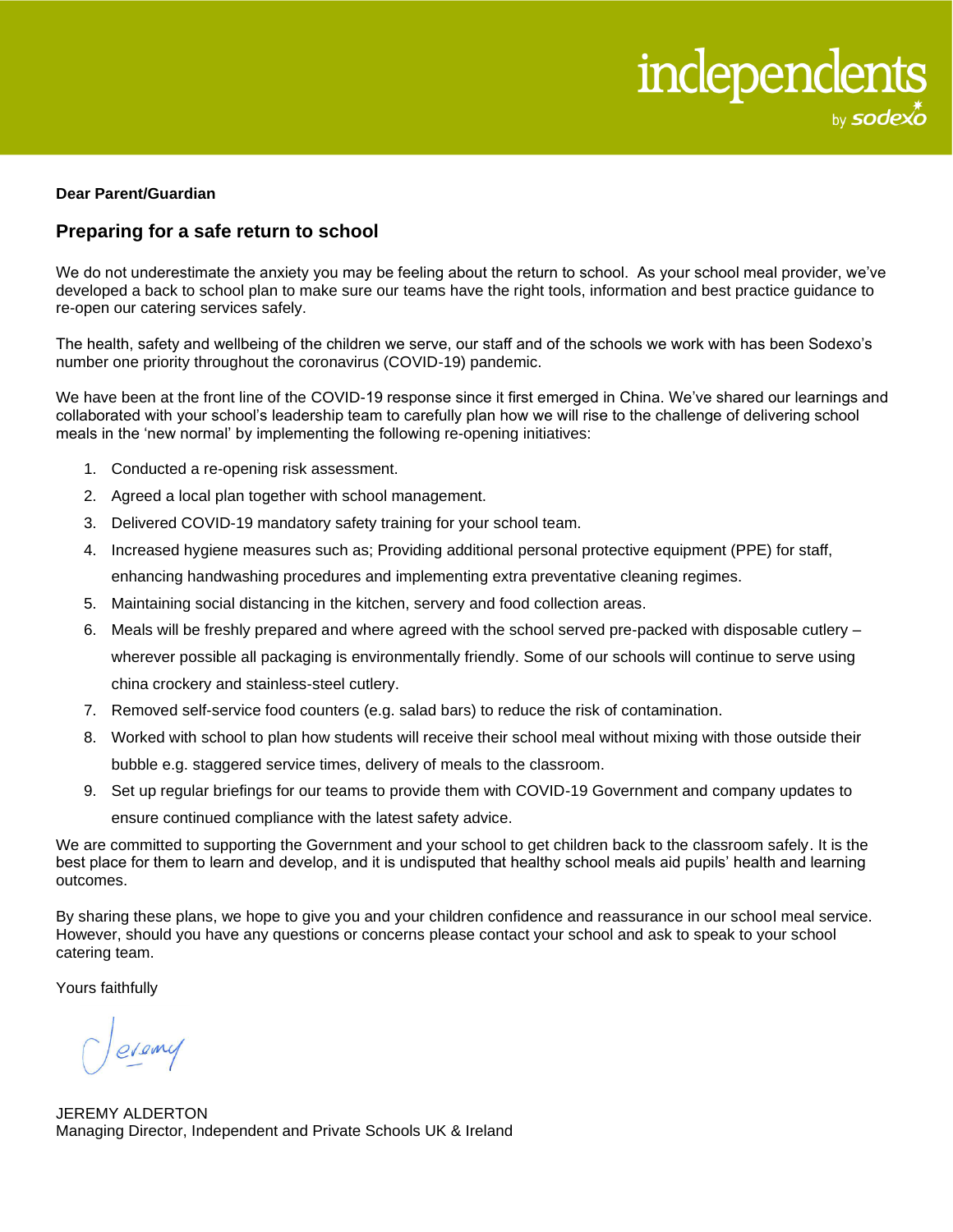**Dear Parent/Guardian**

## Preparing for a safe return to school

We do not underestimate the anxiety you may be feeling about the return to school. As your school meal provider, we've developed a back to school plan to make sure our teams have the right tools, information and best practice guidance to re-open our catering services safely.

The health, safety and wellbeing of the children we serve, our staff and of the schools we work with has been Sodexo's number one priority throughout the coronavirus (COVID-19) pandemic.

We have been at the front line of the COVID-19 response since it first emerged in China. We've shared our learnings and collaborated with your school's leadership team to carefully plan how we will rise to the challenge of delivering school meals in the 'new normal' by implementing the following re-opening initiatives:

1. Conducted a re-opening risk assessment.
2. Agreed a local plan together with school management.
3. Delivered COVID-19 mandatory safety training for your school team.
4. Increased hygiene measures such as; Providing additional personal protective equipment (PPE) for staff, enhancing handwashing procedures and implementing extra preventative cleaning regimes.
5. Maintaining social distancing in the kitchen, servery and food collection areas.
6. Meals will be freshly prepared and where agreed with the school served pre-packed with disposable cutlery – wherever possible all packaging is environmentally friendly. Some of our schools will continue to serve using china crockery and stainless-steel cutlery.
7. Removed self-service food counters (e.g. salad bars) to reduce the risk of contamination.
8. Worked with school to plan how students will receive their school meal without mixing with those outside their bubble e.g. staggered service times, delivery of meals to the classroom.
9. Set up regular briefings for our teams to provide them with COVID-19 Government and company updates to ensure continued compliance with the latest safety advice.

We are committed to supporting the Government and your school to get children back to the classroom safely. It is the best place for them to learn and develop, and it is undisputed that healthy school meals aid pupils' health and learning outcomes.

By sharing these plans, we hope to give you and your children confidence and reassurance in our school meal service. However, should you have any questions or concerns please contact your school and ask to speak to your school catering team.

Yours faithfully

Jeremy

JEREMY ALDERTON
Managing Director, Independent and Private Schools UK & Ireland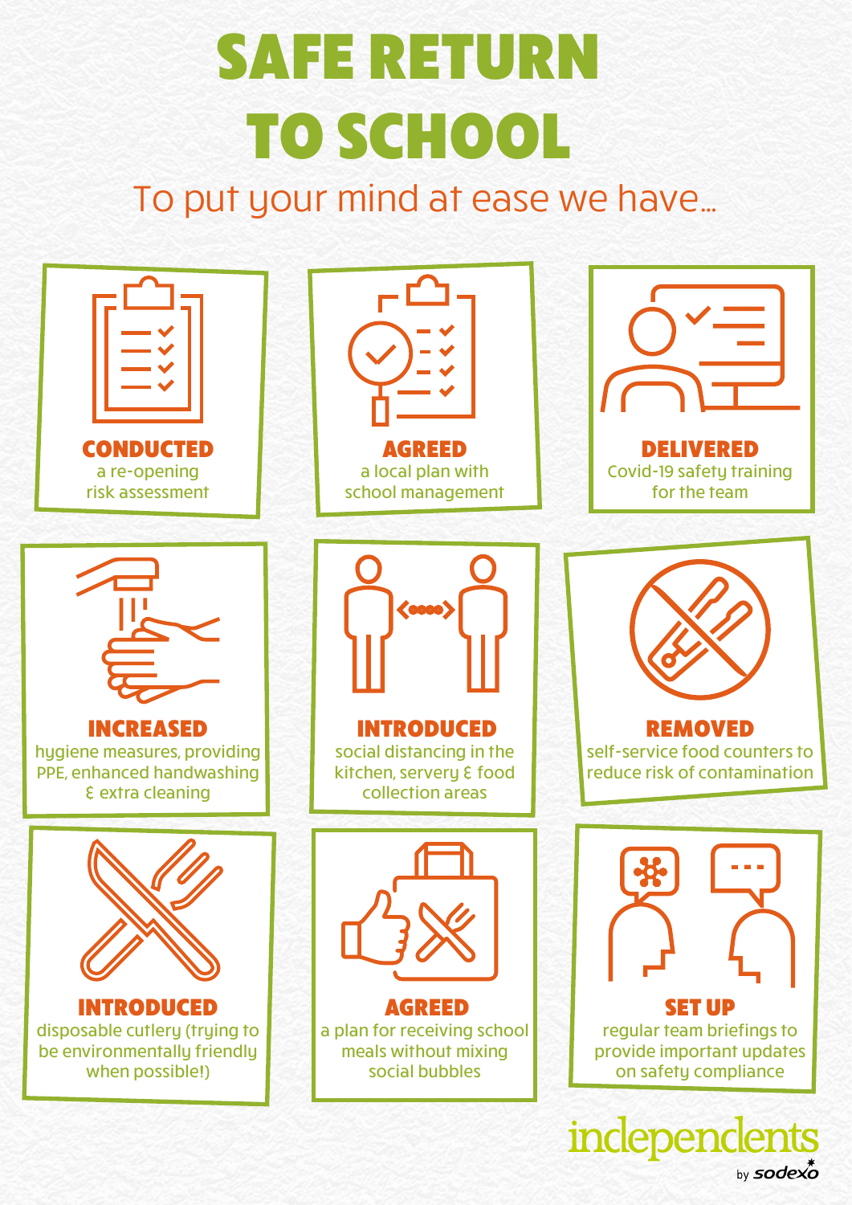# SAFE RETURN TO SCHOOL

## To put your mind at ease we have...

**CONDUCTED**
a re-opening risk assessment

**AGREED**
a local plan with school management

**DELIVERED**
Covid-19 safety training for the team

**INCREASED**
hygiene measures, providing PPE, enhanced handwashing & extra cleaning

**INTRODUCED**
social distancing in the kitchen, servery & food collection areas

**REMOVED**
self-service food counters to reduce risk of contamination

**INTRODUCED**
disposable cutlery (trying to be environmentally friendly when possible!)

**AGREED**
a plan for receiving school meals without mixing social bubbles

**SET UP**
regular team briefings to provide important updates on safety compliance

independents by sodexo